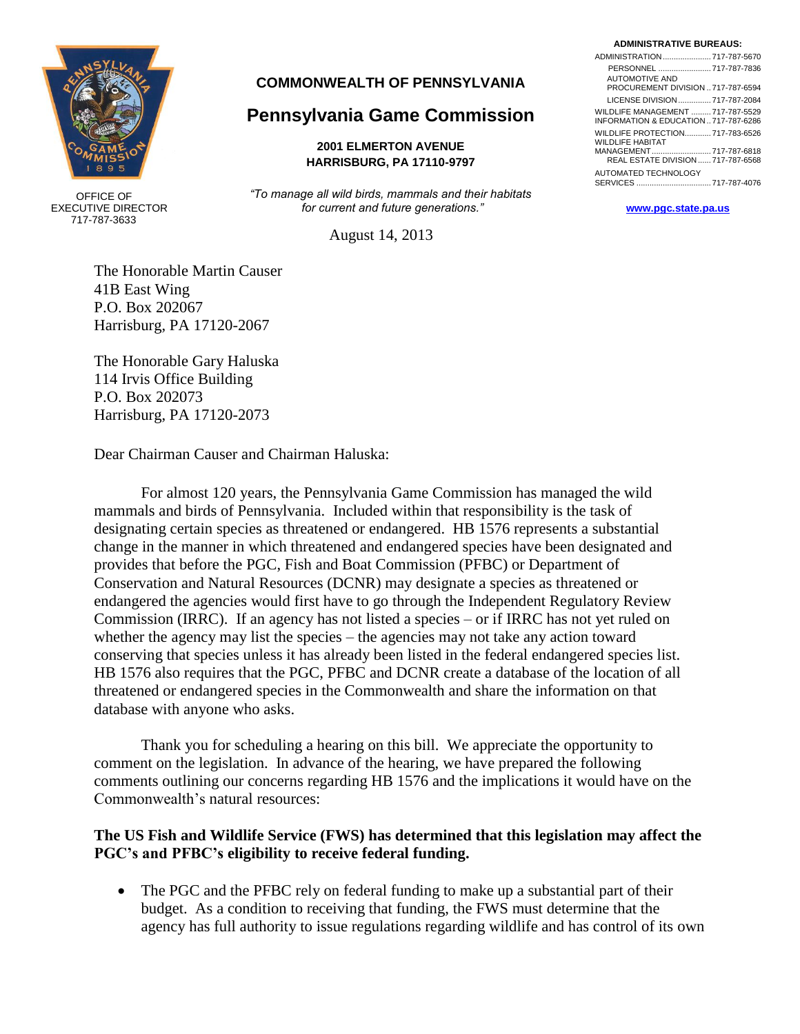OFFICE OF
EXECUTIVE DIRECTOR
717-787-3633

**COMMONWEALTH OF PENNSYLVANIA**

# Pennsylvania Game Commission

**2001 ELMERTON AVENUE**
**HARRISBURG, PA 17110-9797**

*"To manage all wild birds, mammals and their habitats for current and future generations."*

**ADMINISTRATIVE BUREAUS:**

| | |
|---|---|
| ADMINISTRATION | 717-787-5670 |
| PERSONNEL | 717-787-7836 |
| AUTOMOTIVE AND PROCUREMENT DIVISION | 717-787-6594 |
| LICENSE DIVISION | 717-787-2084 |
| WILDLIFE MANAGEMENT | 717-787-5529 |
| INFORMATION & EDUCATION | 717-787-6286 |
| WILDLIFE PROTECTION | 717-783-6526 |
| WILDLIFE HABITAT MANAGEMENT | 717-787-6818 |
| REAL ESTATE DIVISION | 717-787-6568 |
| AUTOMATED TECHNOLOGY SERVICES | 717-787-4076 |

www.pgc.state.pa.us

August 14, 2013

The Honorable Martin Causer
41B East Wing
P.O. Box 202067
Harrisburg, PA 17120-2067

The Honorable Gary Haluska
114 Irvis Office Building
P.O. Box 202073
Harrisburg, PA 17120-2073

Dear Chairman Causer and Chairman Haluska:

For almost 120 years, the Pennsylvania Game Commission has managed the wild mammals and birds of Pennsylvania. Included within that responsibility is the task of designating certain species as threatened or endangered. HB 1576 represents a substantial change in the manner in which threatened and endangered species have been designated and provides that before the PGC, Fish and Boat Commission (PFBC) or Department of Conservation and Natural Resources (DCNR) may designate a species as threatened or endangered the agencies would first have to go through the Independent Regulatory Review Commission (IRRC). If an agency has not listed a species – or if IRRC has not yet ruled on whether the agency may list the species – the agencies may not take any action toward conserving that species unless it has already been listed in the federal endangered species list. HB 1576 also requires that the PGC, PFBC and DCNR create a database of the location of all threatened or endangered species in the Commonwealth and share the information on that database with anyone who asks.

Thank you for scheduling a hearing on this bill. We appreciate the opportunity to comment on the legislation. In advance of the hearing, we have prepared the following comments outlining our concerns regarding HB 1576 and the implications it would have on the Commonwealth's natural resources:

**The US Fish and Wildlife Service (FWS) has determined that this legislation may affect the PGC's and PFBC's eligibility to receive federal funding.**

- The PGC and the PFBC rely on federal funding to make up a substantial part of their budget. As a condition to receiving that funding, the FWS must determine that the agency has full authority to issue regulations regarding wildlife and has control of its own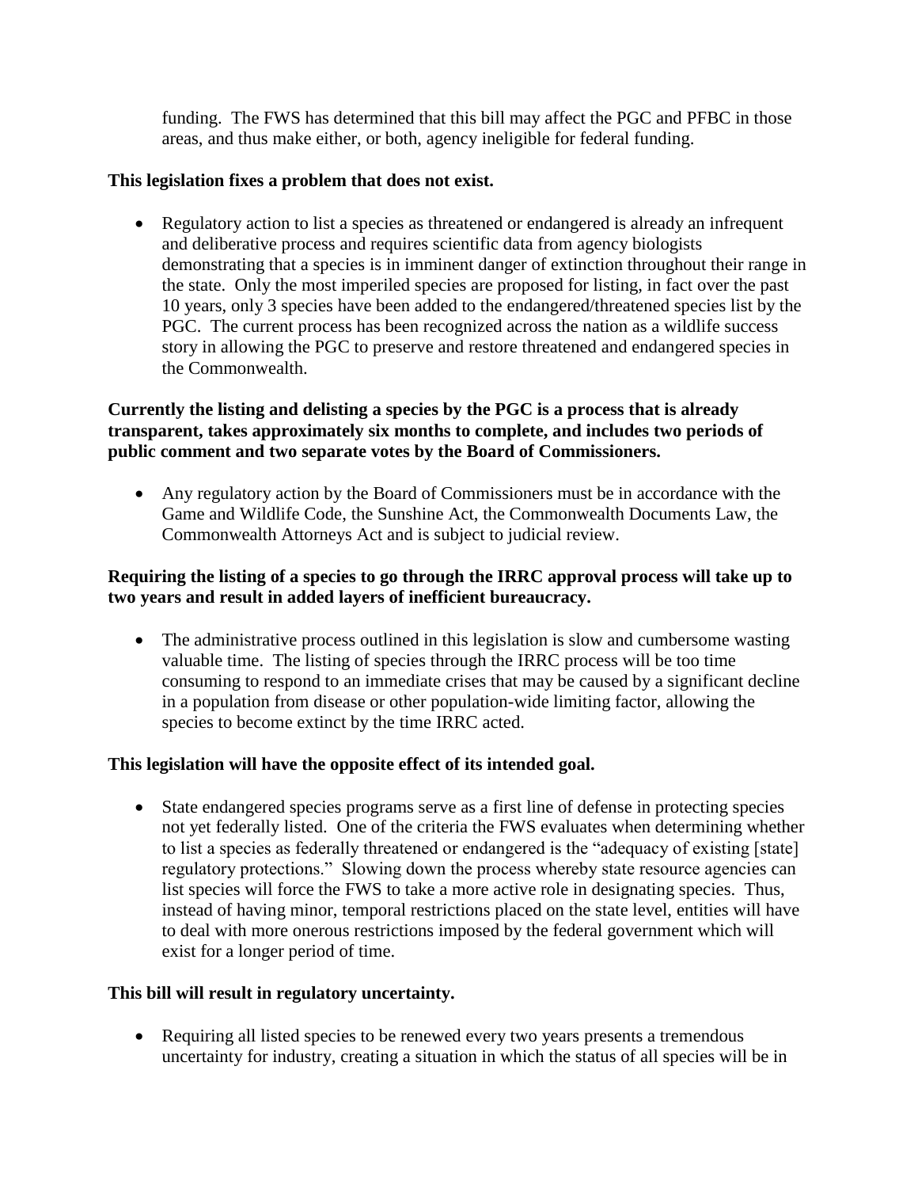funding. The FWS has determined that this bill may affect the PGC and PFBC in those areas, and thus make either, or both, agency ineligible for federal funding.

**This legislation fixes a problem that does not exist.**

- Regulatory action to list a species as threatened or endangered is already an infrequent and deliberative process and requires scientific data from agency biologists demonstrating that a species is in imminent danger of extinction throughout their range in the state. Only the most imperiled species are proposed for listing, in fact over the past 10 years, only 3 species have been added to the endangered/threatened species list by the PGC. The current process has been recognized across the nation as a wildlife success story in allowing the PGC to preserve and restore threatened and endangered species in the Commonwealth.

**Currently the listing and delisting a species by the PGC is a process that is already transparent, takes approximately six months to complete, and includes two periods of public comment and two separate votes by the Board of Commissioners.**

- Any regulatory action by the Board of Commissioners must be in accordance with the Game and Wildlife Code, the Sunshine Act, the Commonwealth Documents Law, the Commonwealth Attorneys Act and is subject to judicial review.

**Requiring the listing of a species to go through the IRRC approval process will take up to two years and result in added layers of inefficient bureaucracy.**

- The administrative process outlined in this legislation is slow and cumbersome wasting valuable time. The listing of species through the IRRC process will be too time consuming to respond to an immediate crises that may be caused by a significant decline in a population from disease or other population-wide limiting factor, allowing the species to become extinct by the time IRRC acted.

**This legislation will have the opposite effect of its intended goal.**

- State endangered species programs serve as a first line of defense in protecting species not yet federally listed. One of the criteria the FWS evaluates when determining whether to list a species as federally threatened or endangered is the "adequacy of existing [state] regulatory protections." Slowing down the process whereby state resource agencies can list species will force the FWS to take a more active role in designating species. Thus, instead of having minor, temporal restrictions placed on the state level, entities will have to deal with more onerous restrictions imposed by the federal government which will exist for a longer period of time.

**This bill will result in regulatory uncertainty.**

- Requiring all listed species to be renewed every two years presents a tremendous uncertainty for industry, creating a situation in which the status of all species will be in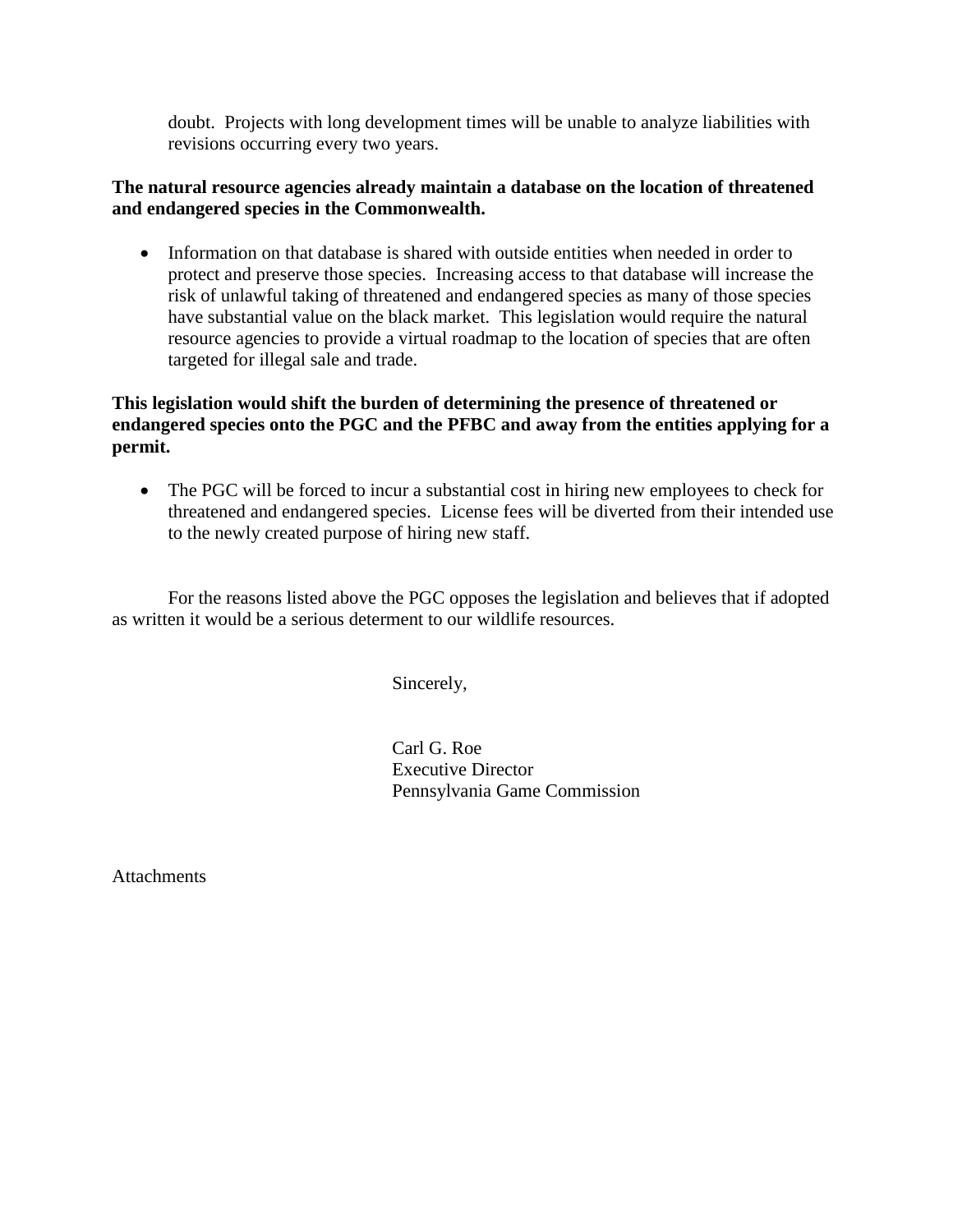doubt. Projects with long development times will be unable to analyze liabilities with revisions occurring every two years.

**The natural resource agencies already maintain a database on the location of threatened and endangered species in the Commonwealth.**

- Information on that database is shared with outside entities when needed in order to protect and preserve those species. Increasing access to that database will increase the risk of unlawful taking of threatened and endangered species as many of those species have substantial value on the black market. This legislation would require the natural resource agencies to provide a virtual roadmap to the location of species that are often targeted for illegal sale and trade.

**This legislation would shift the burden of determining the presence of threatened or endangered species onto the PGC and the PFBC and away from the entities applying for a permit.**

- The PGC will be forced to incur a substantial cost in hiring new employees to check for threatened and endangered species. License fees will be diverted from their intended use to the newly created purpose of hiring new staff.

For the reasons listed above the PGC opposes the legislation and believes that if adopted as written it would be a serious determent to our wildlife resources.

Sincerely,

Carl G. Roe
Executive Director
Pennsylvania Game Commission

Attachments